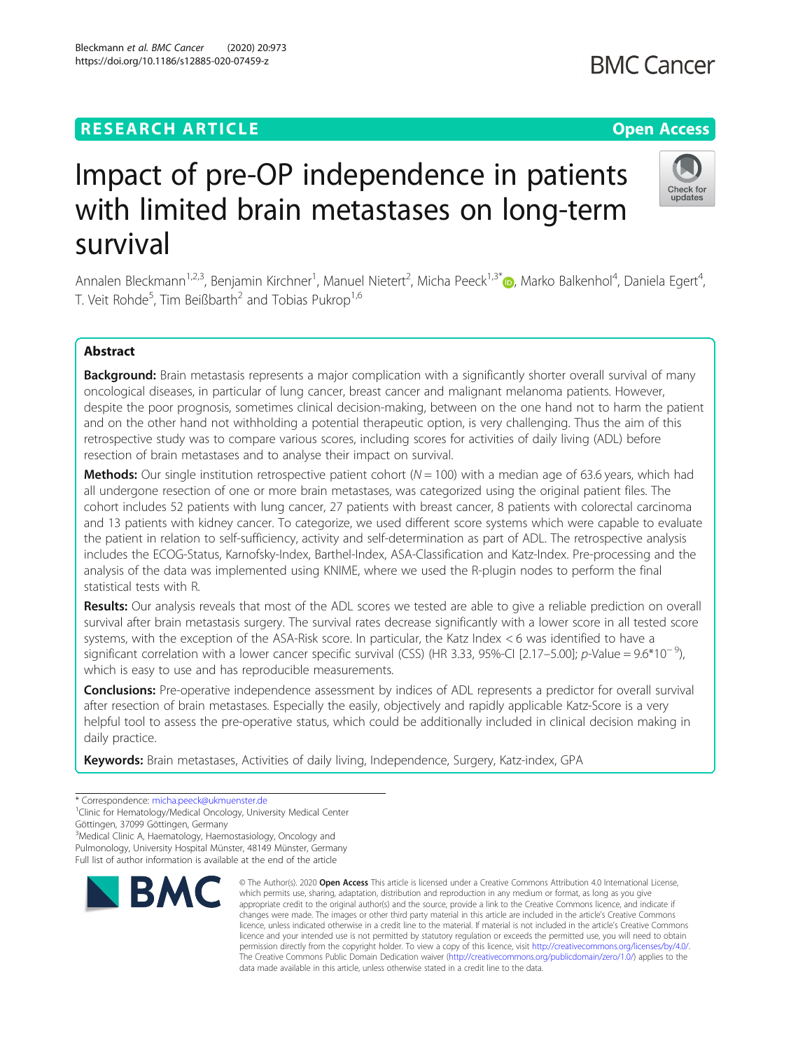RESEARCH ARTICLE

Open Access

# Impact of pre-OP independence in patients with limited brain metastases on long-term survival

Annalen Bleckmann[1,2,3], Benjamin Kirchner[1], Manuel Nietert[2], Micha Peeck[1,3*], Marko Balkenhol[4], Daniela Egert[4], T. Veit Rohde[5], Tim Beißbarth[2] and Tobias Pukrop[1,6]

## Abstract

**Background:** Brain metastasis represents a major complication with a significantly shorter overall survival of many oncological diseases, in particular of lung cancer, breast cancer and malignant melanoma patients. However, despite the poor prognosis, sometimes clinical decision-making, between on the one hand not to harm the patient and on the other hand not withholding a potential therapeutic option, is very challenging. Thus the aim of this retrospective study was to compare various scores, including scores for activities of daily living (ADL) before resection of brain metastases and to analyse their impact on survival.

**Methods:** Our single institution retrospective patient cohort ($N = 100$) with a median age of 63.6 years, which had all undergone resection of one or more brain metastases, was categorized using the original patient files. The cohort includes 52 patients with lung cancer, 27 patients with breast cancer, 8 patients with colorectal carcinoma and 13 patients with kidney cancer. To categorize, we used different score systems which were capable to evaluate the patient in relation to self-sufficiency, activity and self-determination as part of ADL. The retrospective analysis includes the ECOG-Status, Karnofsky-Index, Barthel-Index, ASA-Classification and Katz-Index. Pre-processing and the analysis of the data was implemented using KNIME, where we used the R-plugin nodes to perform the final statistical tests with R.

**Results:** Our analysis reveals that most of the ADL scores we tested are able to give a reliable prediction on overall survival after brain metastasis surgery. The survival rates decrease significantly with a lower score in all tested score systems, with the exception of the ASA-Risk score. In particular, the Katz Index < 6 was identified to have a significant correlation with a lower cancer specific survival (CSS) (HR 3.33, 95%-CI [2.17–5.00]; $p$-Value = $9.6*10^{-9}$), which is easy to use and has reproducible measurements.

**Conclusions:** Pre-operative independence assessment by indices of ADL represents a predictor for overall survival after resection of brain metastases. Especially the easily, objectively and rapidly applicable Katz-Score is a very helpful tool to assess the pre-operative status, which could be additionally included in clinical decision making in daily practice.

**Keywords:** Brain metastases, Activities of daily living, Independence, Surgery, Katz-index, GPA

\* Correspondence: micha.peeck@ukmuenster.de

[1]Clinic for Hematology/Medical Oncology, University Medical Center Göttingen, 37099 Göttingen, Germany

[3]Medical Clinic A, Haematology, Haemostasiology, Oncology and Pulmonology, University Hospital Münster, 48149 Münster, Germany

Full list of author information is available at the end of the article

© The Author(s). 2020 **Open Access** This article is licensed under a Creative Commons Attribution 4.0 International License, which permits use, sharing, adaptation, distribution and reproduction in any medium or format, as long as you give appropriate credit to the original author(s) and the source, provide a link to the Creative Commons licence, and indicate if changes were made. The images or other third party material in this article are included in the article's Creative Commons licence, unless indicated otherwise in a credit line to the material. If material is not included in the article's Creative Commons licence and your intended use is not permitted by statutory regulation or exceeds the permitted use, you will need to obtain permission directly from the copyright holder. To view a copy of this licence, visit http://creativecommons.org/licenses/by/4.0/. The Creative Commons Public Domain Dedication waiver (http://creativecommons.org/publicdomain/zero/1.0/) applies to the data made available in this article, unless otherwise stated in a credit line to the data.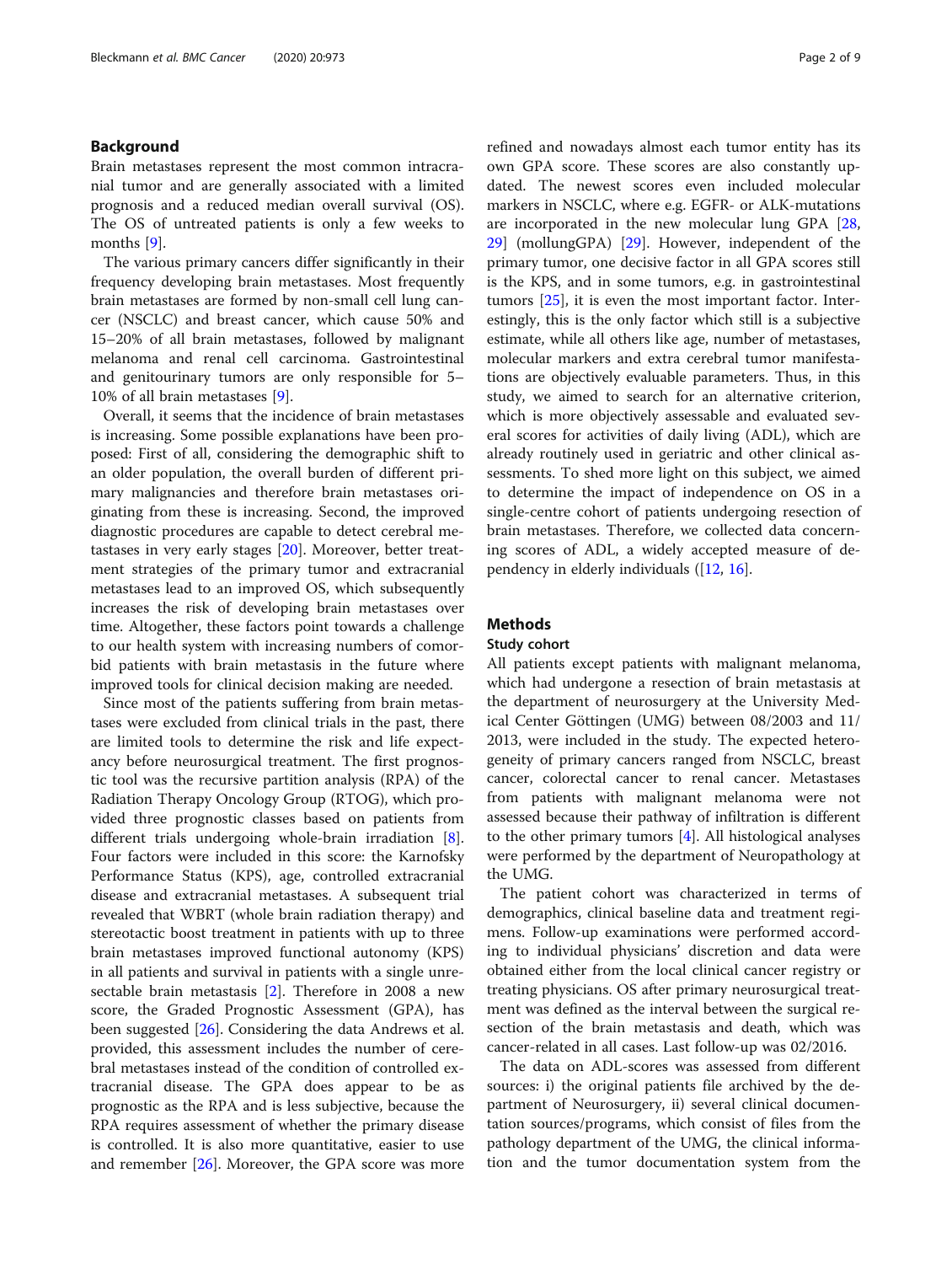## Background

Brain metastases represent the most common intracranial tumor and are generally associated with a limited prognosis and a reduced median overall survival (OS). The OS of untreated patients is only a few weeks to months [9].

The various primary cancers differ significantly in their frequency developing brain metastases. Most frequently brain metastases are formed by non-small cell lung cancer (NSCLC) and breast cancer, which cause 50% and 15–20% of all brain metastases, followed by malignant melanoma and renal cell carcinoma. Gastrointestinal and genitourinary tumors are only responsible for 5–10% of all brain metastases [9].

Overall, it seems that the incidence of brain metastases is increasing. Some possible explanations have been proposed: First of all, considering the demographic shift to an older population, the overall burden of different primary malignancies and therefore brain metastases originating from these is increasing. Second, the improved diagnostic procedures are capable to detect cerebral metastases in very early stages [20]. Moreover, better treatment strategies of the primary tumor and extracranial metastases lead to an improved OS, which subsequently increases the risk of developing brain metastases over time. Altogether, these factors point towards a challenge to our health system with increasing numbers of comorbid patients with brain metastasis in the future where improved tools for clinical decision making are needed.

Since most of the patients suffering from brain metastases were excluded from clinical trials in the past, there are limited tools to determine the risk and life expectancy before neurosurgical treatment. The first prognostic tool was the recursive partition analysis (RPA) of the Radiation Therapy Oncology Group (RTOG), which provided three prognostic classes based on patients from different trials undergoing whole-brain irradiation [8]. Four factors were included in this score: the Karnofsky Performance Status (KPS), age, controlled extracranial disease and extracranial metastases. A subsequent trial revealed that WBRT (whole brain radiation therapy) and stereotactic boost treatment in patients with up to three brain metastases improved functional autonomy (KPS) in all patients and survival in patients with a single unresectable brain metastasis [2]. Therefore in 2008 a new score, the Graded Prognostic Assessment (GPA), has been suggested [26]. Considering the data Andrews et al. provided, this assessment includes the number of cerebral metastases instead of the condition of controlled extracranial disease. The GPA does appear to be as prognostic as the RPA and is less subjective, because the RPA requires assessment of whether the primary disease is controlled. It is also more quantitative, easier to use and remember [26]. Moreover, the GPA score was more refined and nowadays almost each tumor entity has its own GPA score. These scores are also constantly updated. The newest scores even included molecular markers in NSCLC, where e.g. EGFR- or ALK-mutations are incorporated in the new molecular lung GPA [28, 29] (mollungGPA) [29]. However, independent of the primary tumor, one decisive factor in all GPA scores still is the KPS, and in some tumors, e.g. in gastrointestinal tumors [25], it is even the most important factor. Interestingly, this is the only factor which still is a subjective estimate, while all others like age, number of metastases, molecular markers and extra cerebral tumor manifestations are objectively evaluable parameters. Thus, in this study, we aimed to search for an alternative criterion, which is more objectively assessable and evaluated several scores for activities of daily living (ADL), which are already routinely used in geriatric and other clinical assessments. To shed more light on this subject, we aimed to determine the impact of independence on OS in a single-centre cohort of patients undergoing resection of brain metastases. Therefore, we collected data concerning scores of ADL, a widely accepted measure of dependency in elderly individuals ([12, 16].

## Methods

### Study cohort

All patients except patients with malignant melanoma, which had undergone a resection of brain metastasis at the department of neurosurgery at the University Medical Center Göttingen (UMG) between 08/2003 and 11/2013, were included in the study. The expected heterogeneity of primary cancers ranged from NSCLC, breast cancer, colorectal cancer to renal cancer. Metastases from patients with malignant melanoma were not assessed because their pathway of infiltration is different to the other primary tumors [4]. All histological analyses were performed by the department of Neuropathology at the UMG.

The patient cohort was characterized in terms of demographics, clinical baseline data and treatment regimens. Follow-up examinations were performed according to individual physicians' discretion and data were obtained either from the local clinical cancer registry or treating physicians. OS after primary neurosurgical treatment was defined as the interval between the surgical resection of the brain metastasis and death, which was cancer-related in all cases. Last follow-up was 02/2016.

The data on ADL-scores was assessed from different sources: i) the original patients file archived by the department of Neurosurgery, ii) several clinical documentation sources/programs, which consist of files from the pathology department of the UMG, the clinical information and the tumor documentation system from the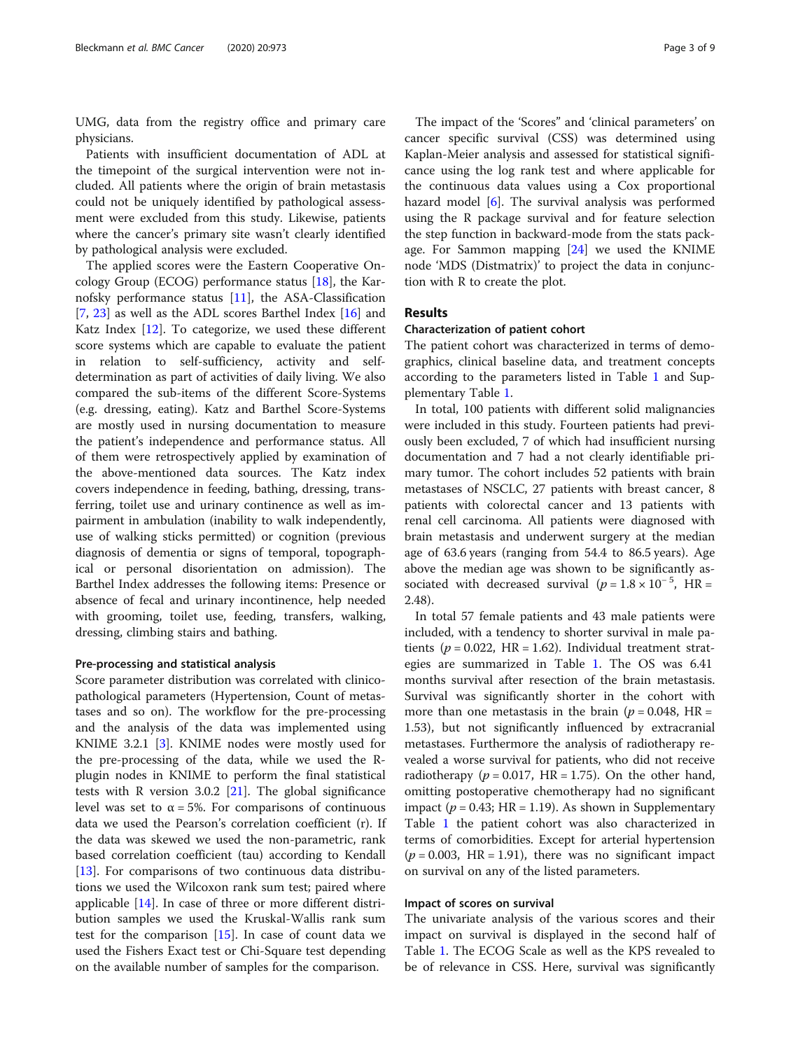UMG, data from the registry office and primary care physicians.

Patients with insufficient documentation of ADL at the timepoint of the surgical intervention were not included. All patients where the origin of brain metastasis could not be uniquely identified by pathological assessment were excluded from this study. Likewise, patients where the cancer's primary site wasn't clearly identified by pathological analysis were excluded.

The applied scores were the Eastern Cooperative Oncology Group (ECOG) performance status [18], the Karnofsky performance status [11], the ASA-Classification [7, 23] as well as the ADL scores Barthel Index [16] and Katz Index [12]. To categorize, we used these different score systems which are capable to evaluate the patient in relation to self-sufficiency, activity and self-determination as part of activities of daily living. We also compared the sub-items of the different Score-Systems (e.g. dressing, eating). Katz and Barthel Score-Systems are mostly used in nursing documentation to measure the patient's independence and performance status. All of them were retrospectively applied by examination of the above-mentioned data sources. The Katz index covers independence in feeding, bathing, dressing, transferring, toilet use and urinary continence as well as impairment in ambulation (inability to walk independently, use of walking sticks permitted) or cognition (previous diagnosis of dementia or signs of temporal, topographical or personal disorientation on admission). The Barthel Index addresses the following items: Presence or absence of fecal and urinary incontinence, help needed with grooming, toilet use, feeding, transfers, walking, dressing, climbing stairs and bathing.

### Pre-processing and statistical analysis

Score parameter distribution was correlated with clinicopathological parameters (Hypertension, Count of metastases and so on). The workflow for the pre-processing and the analysis of the data was implemented using KNIME 3.2.1 [3]. KNIME nodes were mostly used for the pre-processing of the data, while we used the R-plugin nodes in KNIME to perform the final statistical tests with R version 3.0.2 [21]. The global significance level was set to $\alpha = 5\%$. For comparisons of continuous data we used the Pearson's correlation coefficient (r). If the data was skewed we used the non-parametric, rank based correlation coefficient (tau) according to Kendall [13]. For comparisons of two continuous data distributions we used the Wilcoxon rank sum test; paired where applicable [14]. In case of three or more different distribution samples we used the Kruskal-Wallis rank sum test for the comparison [15]. In case of count data we used the Fishers Exact test or Chi-Square test depending on the available number of samples for the comparison.

The impact of the 'Scores" and 'clinical parameters' on cancer specific survival (CSS) was determined using Kaplan-Meier analysis and assessed for statistical significance using the log rank test and where applicable for the continuous data values using a Cox proportional hazard model [6]. The survival analysis was performed using the R package survival and for feature selection the step function in backward-mode from the stats package. For Sammon mapping [24] we used the KNIME node 'MDS (Distmatrix)' to project the data in conjunction with R to create the plot.

## Results

### Characterization of patient cohort

The patient cohort was characterized in terms of demographics, clinical baseline data, and treatment concepts according to the parameters listed in Table 1 and Supplementary Table 1.

In total, 100 patients with different solid malignancies were included in this study. Fourteen patients had previously been excluded, 7 of which had insufficient nursing documentation and 7 had a not clearly identifiable primary tumor. The cohort includes 52 patients with brain metastases of NSCLC, 27 patients with breast cancer, 8 patients with colorectal cancer and 13 patients with renal cell carcinoma. All patients were diagnosed with brain metastasis and underwent surgery at the median age of 63.6 years (ranging from 54.4 to 86.5 years). Age above the median age was shown to be significantly associated with decreased survival ($p = 1.8 \times 10^{-5}$, HR = 2.48).

In total 57 female patients and 43 male patients were included, with a tendency to shorter survival in male patients ($p = 0.022$, HR = 1.62). Individual treatment strategies are summarized in Table 1. The OS was 6.41 months survival after resection of the brain metastasis. Survival was significantly shorter in the cohort with more than one metastasis in the brain ($p = 0.048$, HR = 1.53), but not significantly influenced by extracranial metastases. Furthermore the analysis of radiotherapy revealed a worse survival for patients, who did not receive radiotherapy ($p = 0.017$, HR = 1.75). On the other hand, omitting postoperative chemotherapy had no significant impact ($p = 0.43$; HR = 1.19). As shown in Supplementary Table 1 the patient cohort was also characterized in terms of comorbidities. Except for arterial hypertension ($p = 0.003$, HR = 1.91), there was no significant impact on survival on any of the listed parameters.

### Impact of scores on survival

The univariate analysis of the various scores and their impact on survival is displayed in the second half of Table 1. The ECOG Scale as well as the KPS revealed to be of relevance in CSS. Here, survival was significantly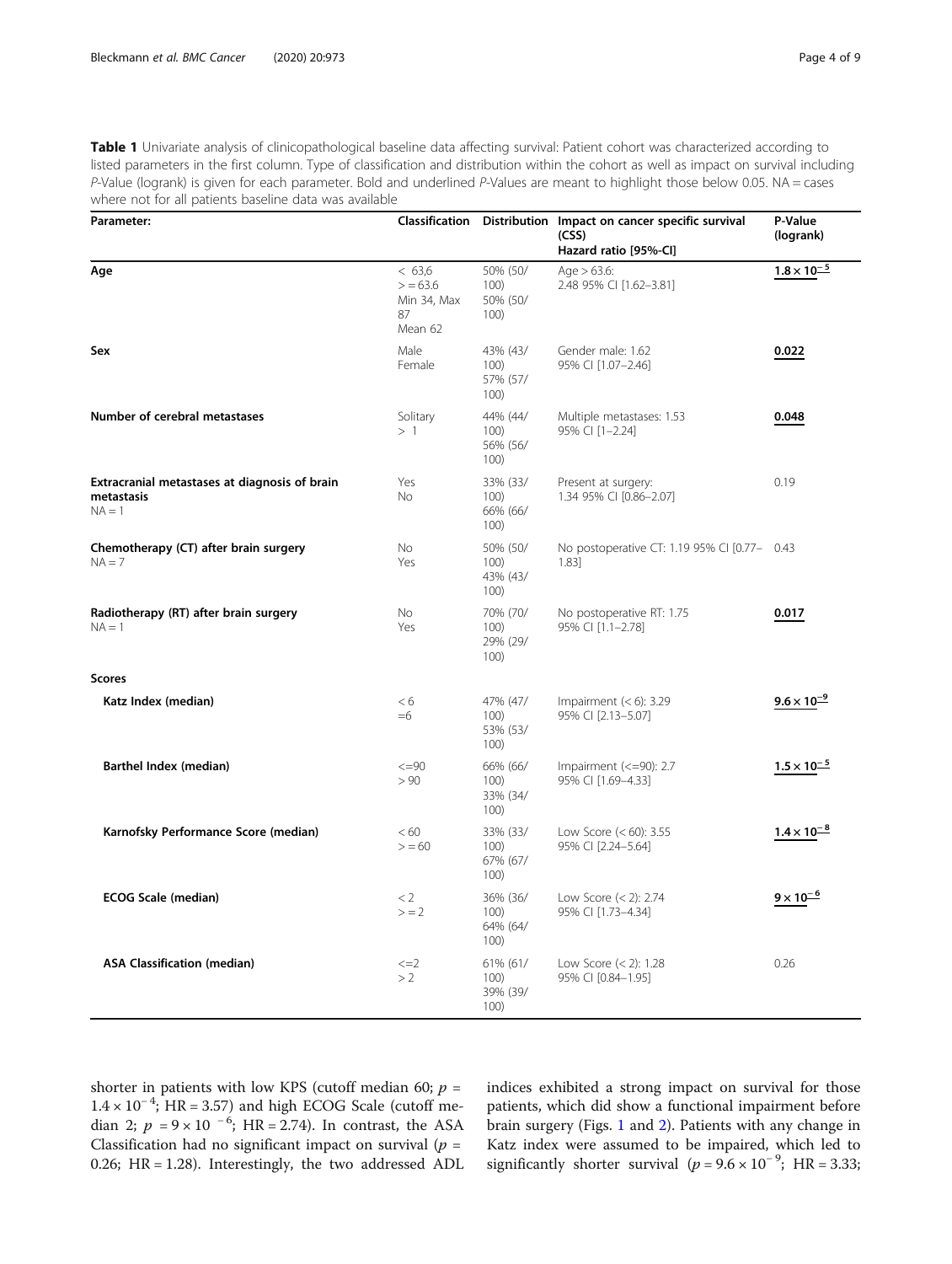**Table 1** Univariate analysis of clinicopathological baseline data affecting survival: Patient cohort was characterized according to listed parameters in the first column. Type of classification and distribution within the cohort as well as impact on survival including *P*-Value (logrank) is given for each parameter. Bold and underlined *P*-Values are meant to highlight those below 0.05. NA = cases where not for all patients baseline data was available

| Parameter: | Classification | Distribution | Impact on cancer specific survival (CSS) Hazard ratio [95%-CI] | P-Value (logrank) |
|---|---|---|---|---|
| **Age** | < 63,6<br>> = 63.6<br>Min 34, Max 87<br>Mean 62 | 50% (50/100)<br>50% (50/100) | Age > 63.6:<br>2.48 95% CI [1.62–3.81] | **$1.8 \times 10^{-5}$** |
| **Sex** | Male<br>Female | 43% (43/100)<br>57% (57/100) | Gender male: 1.62<br>95% CI [1.07–2.46] | **0.022** |
| **Number of cerebral metastases** | Solitary<br>> 1 | 44% (44/100)<br>56% (56/100) | Multiple metastases: 1.53<br>95% CI [1–2.24] | **0.048** |
| **Extracranial metastases at diagnosis of brain metastasis**<br>NA = 1 | Yes<br>No | 33% (33/100)<br>66% (66/100) | Present at surgery:<br>1.34 95% CI [0.86–2.07] | 0.19 |
| **Chemotherapy (CT) after brain surgery**<br>NA = 7 | No<br>Yes | 50% (50/100)<br>43% (43/100) | No postoperative CT: 1.19 95% CI [0.77–1.83] | 0.43 |
| **Radiotherapy (RT) after brain surgery**<br>NA = 1 | No<br>Yes | 70% (70/100)<br>29% (29/100) | No postoperative RT: 1.75<br>95% CI [1.1–2.78] | **0.017** |
| **Scores** | | | | |
| **Katz Index (median)** | < 6<br>=6 | 47% (47/100)<br>53% (53/100) | Impairment (< 6): 3.29<br>95% CI [2.13–5.07] | **$9.6 \times 10^{-9}$** |
| **Barthel Index (median)** | <=90<br>> 90 | 66% (66/100)<br>33% (34/100) | Impairment (<=90): 2.7<br>95% CI [1.69–4.33] | **$1.5 \times 10^{-5}$** |
| **Karnofsky Performance Score (median)** | < 60<br>> = 60 | 33% (33/100)<br>67% (67/100) | Low Score (< 60): 3.55<br>95% CI [2.24–5.64] | **$1.4 \times 10^{-8}$** |
| **ECOG Scale (median)** | < 2<br>> = 2 | 36% (36/100)<br>64% (64/100) | Low Score (< 2): 2.74<br>95% CI [1.73–4.34] | **$9 \times 10^{-6}$** |
| **ASA Classification (median)** | <=2<br>> 2 | 61% (61/100)<br>39% (39/100) | Low Score (< 2): 1.28<br>95% CI [0.84–1.95] | 0.26 |

shorter in patients with low KPS (cutoff median 60; $p = 1.4 \times 10^{-4}$; HR = 3.57) and high ECOG Scale (cutoff median 2; $p = 9 \times 10^{-6}$; HR = 2.74). In contrast, the ASA Classification had no significant impact on survival ($p = 0.26$; HR = 1.28). Interestingly, the two addressed ADL indices exhibited a strong impact on survival for those patients, which did show a functional impairment before brain surgery (Figs. 1 and 2). Patients with any change in Katz index were assumed to be impaired, which led to significantly shorter survival ($p = 9.6 \times 10^{-9}$; HR = 3.33;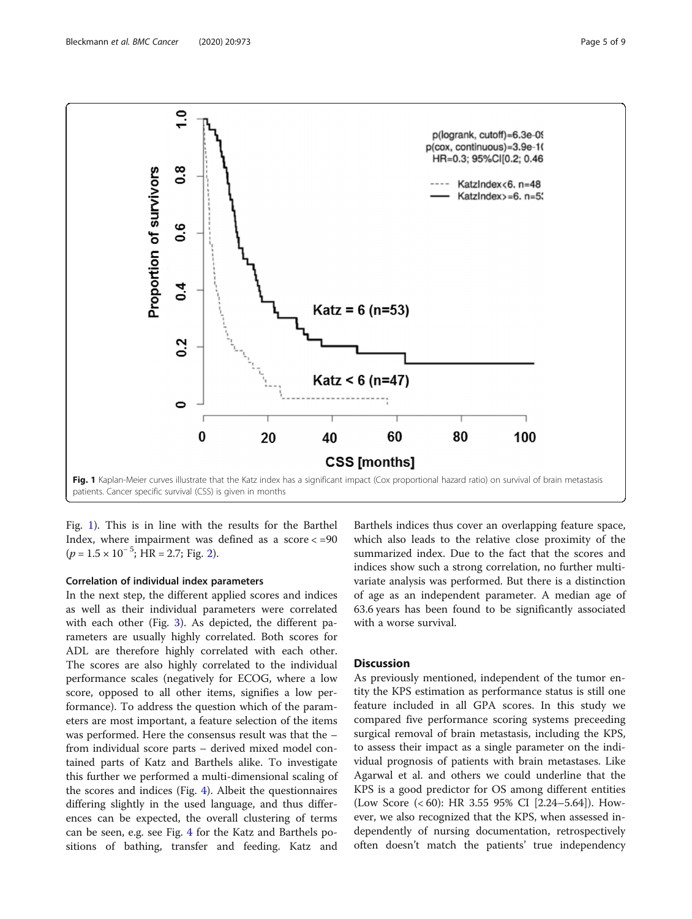Fig. 1 Kaplan-Meier curves illustrate that the Katz index has a significant impact (Cox proportional hazard ratio) on survival of brain metastasis patients. Cancer specific survival (CSS) is given in months

Fig. 1). This is in line with the results for the Barthel Index, where impairment was defined as a score < =90 ($p = 1.5 \times 10^{-5}$; HR = 2.7; Fig. 2).

### Correlation of individual index parameters

In the next step, the different applied scores and indices as well as their individual parameters were correlated with each other (Fig. 3). As depicted, the different parameters are usually highly correlated. Both scores for ADL are therefore highly correlated with each other. The scores are also highly correlated to the individual performance scales (negatively for ECOG, where a low score, opposed to all other items, signifies a low performance). To address the question which of the parameters are most important, a feature selection of the items was performed. Here the consensus result was that the – from individual score parts – derived mixed model contained parts of Katz and Barthels alike. To investigate this further we performed a multi-dimensional scaling of the scores and indices (Fig. 4). Albeit the questionnaires differing slightly in the used language, and thus differences can be expected, the overall clustering of terms can be seen, e.g. see Fig. 4 for the Katz and Barthels positions of bathing, transfer and feeding. Katz and Barthels indices thus cover an overlapping feature space, which also leads to the relative close proximity of the summarized index. Due to the fact that the scores and indices show such a strong correlation, no further multivariate analysis was performed. But there is a distinction of age as an independent parameter. A median age of 63.6 years has been found to be significantly associated with a worse survival.

## Discussion

As previously mentioned, independent of the tumor entity the KPS estimation as performance status is still one feature included in all GPA scores. In this study we compared five performance scoring systems preceeding surgical removal of brain metastasis, including the KPS, to assess their impact as a single parameter on the individual prognosis of patients with brain metastases. Like Agarwal et al. and others we could underline that the KPS is a good predictor for OS among different entities (Low Score (< 60): HR 3.55 95% CI [2.24–5.64]). However, we also recognized that the KPS, when assessed independently of nursing documentation, retrospectively often doesn't match the patients' true independency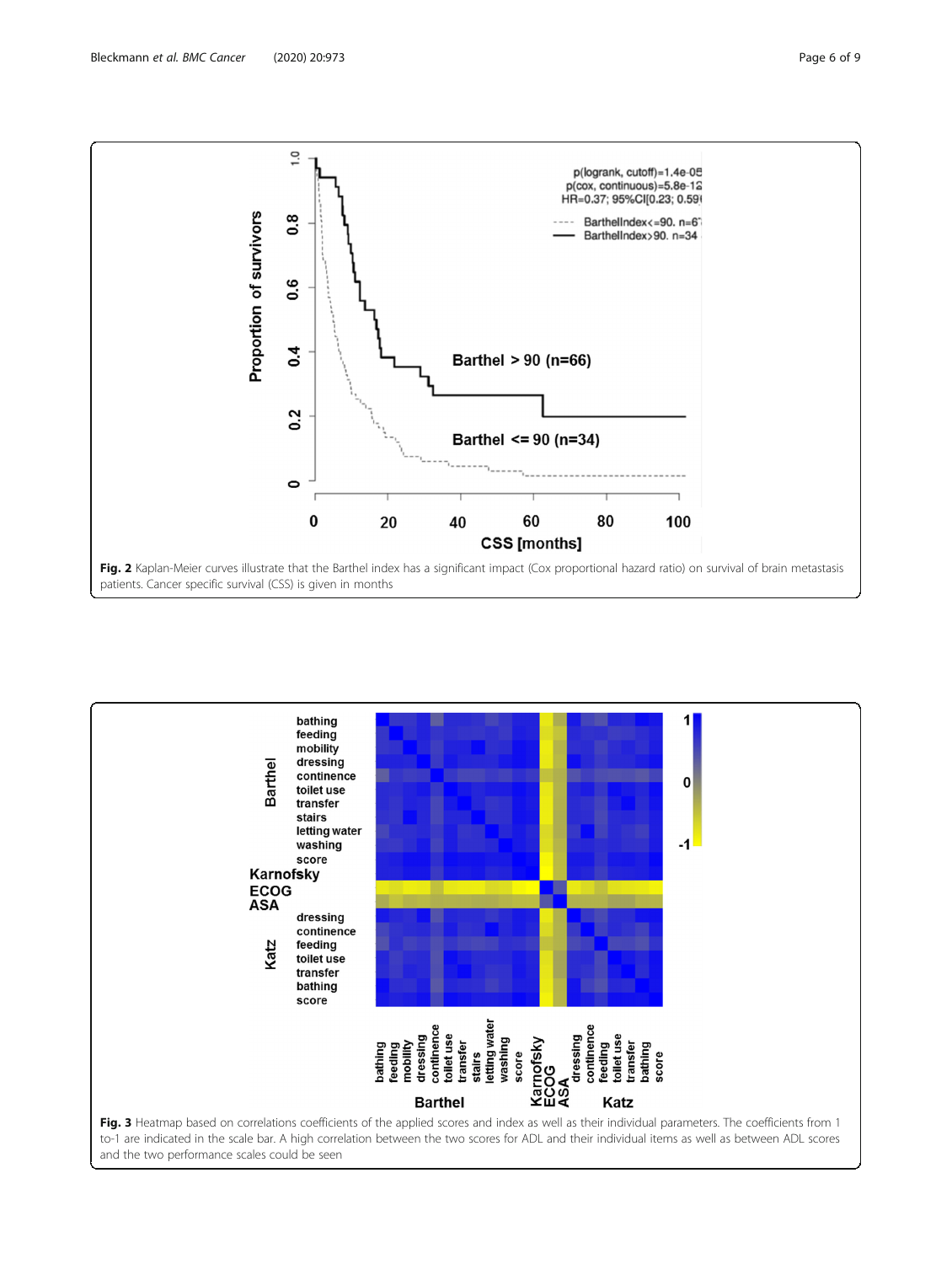**Fig. 2** Kaplan-Meier curves illustrate that the Barthel index has a significant impact (Cox proportional hazard ratio) on survival of brain metastasis patients. Cancer specific survival (CSS) is given in months

**Fig. 3** Heatmap based on correlations coefficients of the applied scores and index as well as their individual parameters. The coefficients from 1 to-1 are indicated in the scale bar. A high correlation between the two scores for ADL and their individual items as well as between ADL scores and the two performance scales could be seen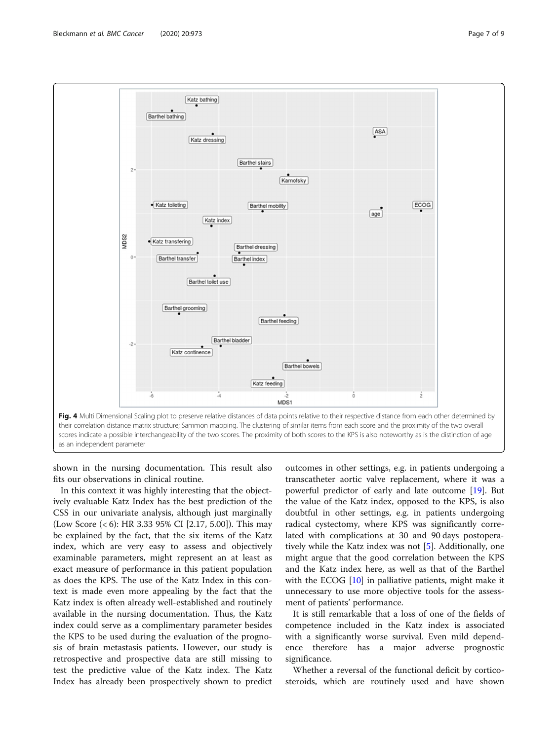Fig. 4 Multi Dimensional Scaling plot to preserve relative distances of data points relative to their respective distance from each other determined by their correlation distance matrix structure; Sammon mapping. The clustering of similar items from each score and the proximity of the two overall scores indicate a possible interchangeability of the two scores. The proximity of both scores to the KPS is also noteworthy as is the distinction of age as an independent parameter

shown in the nursing documentation. This result also fits our observations in clinical routine.

In this context it was highly interesting that the objectively evaluable Katz Index has the best prediction of the CSS in our univariate analysis, although just marginally (Low Score (< 6): HR 3.33 95% CI [2.17, 5.00]). This may be explained by the fact, that the six items of the Katz index, which are very easy to assess and objectively examinable parameters, might represent an at least as exact measure of performance in this patient population as does the KPS. The use of the Katz Index in this context is made even more appealing by the fact that the Katz index is often already well-established and routinely available in the nursing documentation. Thus, the Katz index could serve as a complimentary parameter besides the KPS to be used during the evaluation of the prognosis of brain metastasis patients. However, our study is retrospective and prospective data are still missing to test the predictive value of the Katz index. The Katz Index has already been prospectively shown to predict outcomes in other settings, e.g. in patients undergoing a transcatheter aortic valve replacement, where it was a powerful predictor of early and late outcome [19]. But the value of the Katz index, opposed to the KPS, is also doubtful in other settings, e.g. in patients undergoing radical cystectomy, where KPS was significantly correlated with complications at 30 and 90 days postoperatively while the Katz index was not [5]. Additionally, one might argue that the good correlation between the KPS and the Katz index here, as well as that of the Barthel with the ECOG [10] in palliative patients, might make it unnecessary to use more objective tools for the assessment of patients' performance.

It is still remarkable that a loss of one of the fields of competence included in the Katz index is associated with a significantly worse survival. Even mild dependence therefore has a major adverse prognostic significance.

Whether a reversal of the functional deficit by corticosteroids, which are routinely used and have shown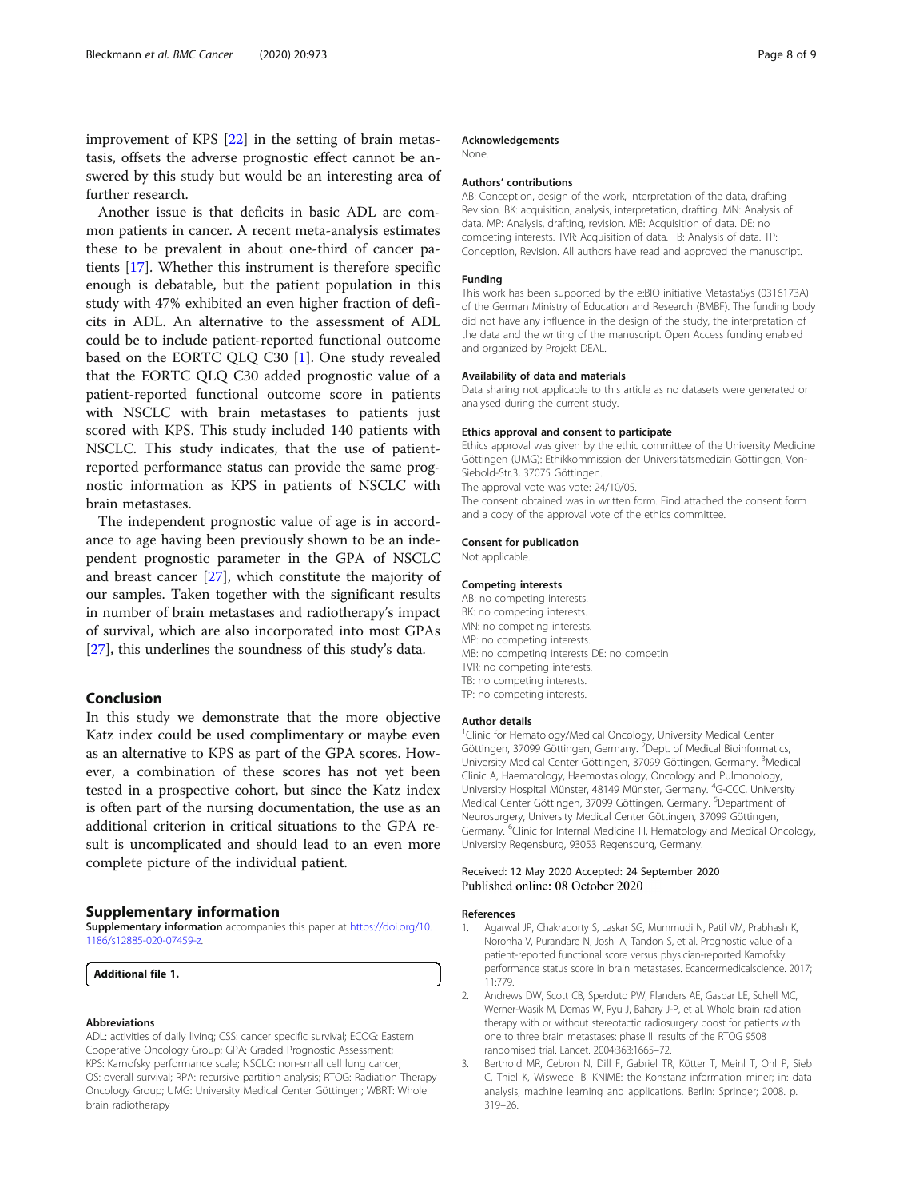improvement of KPS [22] in the setting of brain metastasis, offsets the adverse prognostic effect cannot be answered by this study but would be an interesting area of further research.

Another issue is that deficits in basic ADL are common patients in cancer. A recent meta-analysis estimates these to be prevalent in about one-third of cancer patients [17]. Whether this instrument is therefore specific enough is debatable, but the patient population in this study with 47% exhibited an even higher fraction of deficits in ADL. An alternative to the assessment of ADL could be to include patient-reported functional outcome based on the EORTC QLQ C30 [1]. One study revealed that the EORTC QLQ C30 added prognostic value of a patient-reported functional outcome score in patients with NSCLC with brain metastases to patients just scored with KPS. This study included 140 patients with NSCLC. This study indicates, that the use of patient-reported performance status can provide the same prognostic information as KPS in patients of NSCLC with brain metastases.

The independent prognostic value of age is in accordance to age having been previously shown to be an independent prognostic parameter in the GPA of NSCLC and breast cancer [27], which constitute the majority of our samples. Taken together with the significant results in number of brain metastases and radiotherapy's impact of survival, which are also incorporated into most GPAs [27], this underlines the soundness of this study's data.

## Conclusion

In this study we demonstrate that the more objective Katz index could be used complimentary or maybe even as an alternative to KPS as part of the GPA scores. However, a combination of these scores has not yet been tested in a prospective cohort, but since the Katz index is often part of the nursing documentation, the use as an additional criterion in critical situations to the GPA result is uncomplicated and should lead to an even more complete picture of the individual patient.

## Supplementary information

**Supplementary information** accompanies this paper at https://doi.org/10.1186/s12885-020-07459-z.

**Additional file 1.**

### Abbreviations

ADL: activities of daily living; CSS: cancer specific survival; ECOG: Eastern Cooperative Oncology Group; GPA: Graded Prognostic Assessment; KPS: Karnofsky performance scale; NSCLC: non-small cell lung cancer; OS: overall survival; RPA: recursive partition analysis; RTOG: Radiation Therapy Oncology Group; UMG: University Medical Center Göttingen; WBRT: Whole brain radiotherapy

### Acknowledgements

None.

### Authors' contributions

AB: Conception, design of the work, interpretation of the data, drafting Revision. BK: acquisition, analysis, interpretation, drafting. MN: Analysis of data. MP: Analysis, drafting, revision. MB: Acquisition of data. DE: no competing interests. TVR: Acquisition of data. TB: Analysis of data. TP: Conception, Revision. All authors have read and approved the manuscript.

### Funding

This work has been supported by the e:BIO initiative MetastaSys (0316173A) of the German Ministry of Education and Research (BMBF). The funding body did not have any influence in the design of the study, the interpretation of the data and the writing of the manuscript. Open Access funding enabled and organized by Projekt DEAL.

### Availability of data and materials

Data sharing not applicable to this article as no datasets were generated or analysed during the current study.

### Ethics approval and consent to participate

Ethics approval was given by the ethic committee of the University Medicine Göttingen (UMG): Ethikkommission der Universitätsmedizin Göttingen, Von-Siebold-Str.3, 37075 Göttingen.

The approval vote was vote: 24/10/05.

The consent obtained was in written form. Find attached the consent form and a copy of the approval vote of the ethics committee.

### Consent for publication

Not applicable.

### Competing interests

AB: no competing interests.
BK: no competing interests.
MN: no competing interests.
MP: no competing interests.
MB: no competing interests DE: no competin
TVR: no competing interests.
TB: no competing interests.
TP: no competing interests.

### Author details

[1]Clinic for Hematology/Medical Oncology, University Medical Center Göttingen, 37099 Göttingen, Germany. [2]Dept. of Medical Bioinformatics, University Medical Center Göttingen, 37099 Göttingen, Germany. [3]Medical Clinic A, Haematology, Haemostasiology, Oncology and Pulmonology, University Hospital Münster, 48149 Münster, Germany. [4]G-CCC, University Medical Center Göttingen, 37099 Göttingen, Germany. [5]Department of Neurosurgery, University Medical Center Göttingen, 37099 Göttingen, Germany. [6]Clinic for Internal Medicine III, Hematology and Medical Oncology, University Regensburg, 93053 Regensburg, Germany.

Received: 12 May 2020 Accepted: 24 September 2020
Published online: 08 October 2020

### References

1. Agarwal JP, Chakraborty S, Laskar SG, Mummudi N, Patil VM, Prabhash K, Noronha V, Purandare N, Joshi A, Tandon S, et al. Prognostic value of a patient-reported functional score versus physician-reported Karnofsky performance status score in brain metastases. Ecancermedicalscience. 2017; 11:779.
2. Andrews DW, Scott CB, Sperduto PW, Flanders AE, Gaspar LE, Schell MC, Werner-Wasik M, Demas W, Ryu J, Bahary J-P, et al. Whole brain radiation therapy with or without stereotactic radiosurgery boost for patients with one to three brain metastases: phase III results of the RTOG 9508 randomised trial. Lancet. 2004;363:1665–72.
3. Berthold MR, Cebron N, Dill F, Gabriel TR, Kötter T, Meinl T, Ohl P, Sieb C, Thiel K, Wiswedel B. KNIME: the Konstanz information miner; in: data analysis, machine learning and applications. Berlin: Springer; 2008. p. 319–26.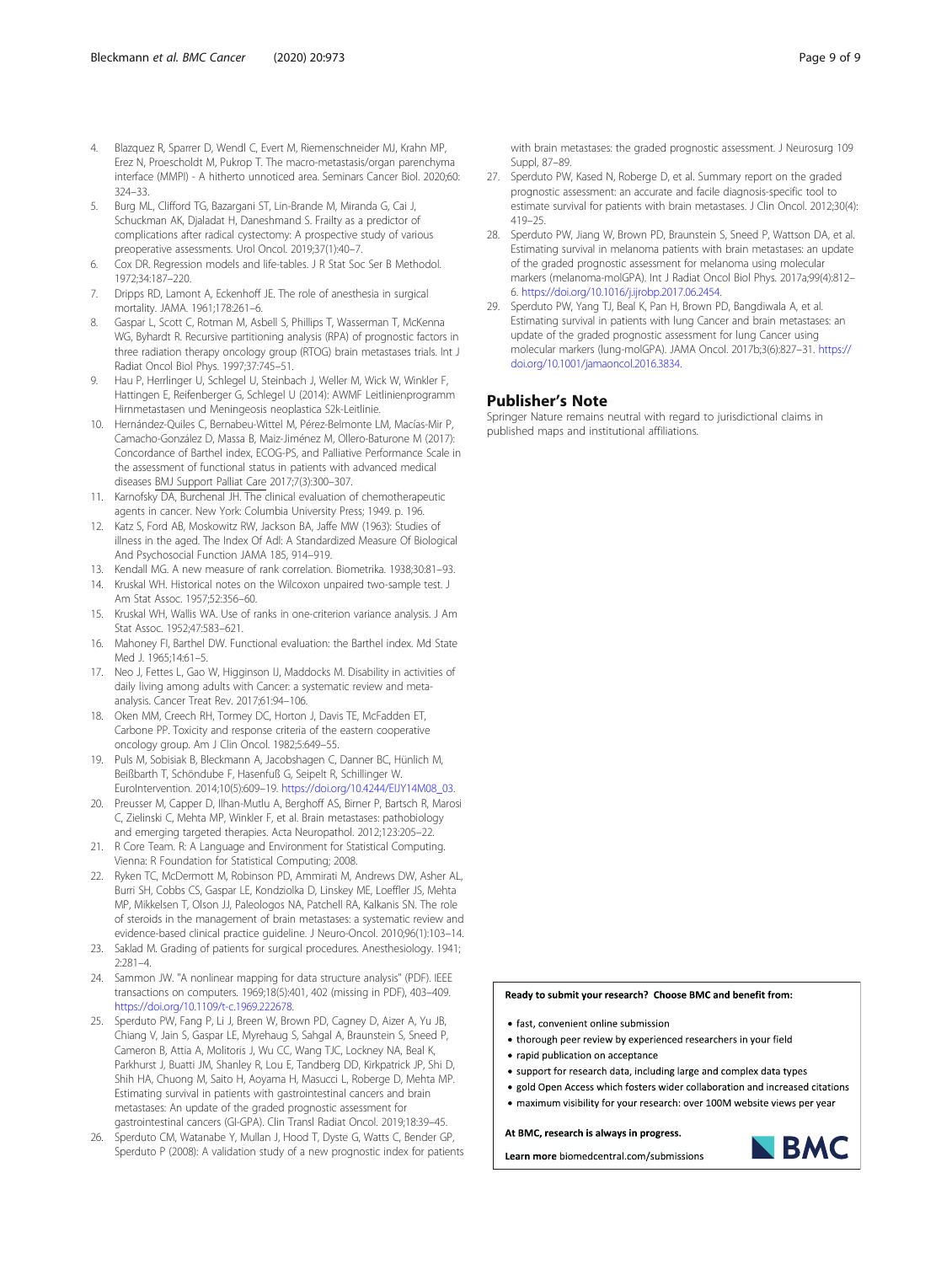4. Blazquez R, Sparrer D, Wendl C, Evert M, Riemenschneider MJ, Krahn MP, Erez N, Proescholdt M, Pukrop T. The macro-metastasis/organ parenchyma interface (MMPI) - A hitherto unnoticed area. Seminars Cancer Biol. 2020;60: 324–33.
5. Burg ML, Clifford TG, Bazargani ST, Lin-Brande M, Miranda G, Cai J, Schuckman AK, Djaladat H, Daneshmand S. Frailty as a predictor of complications after radical cystectomy: A prospective study of various preoperative assessments. Urol Oncol. 2019;37(1):40–7.
6. Cox DR. Regression models and life-tables. J R Stat Soc Ser B Methodol. 1972;34:187–220.
7. Dripps RD, Lamont A, Eckenhoff JE. The role of anesthesia in surgical mortality. JAMA. 1961;178:261–6.
8. Gaspar L, Scott C, Rotman M, Asbell S, Phillips T, Wasserman T, McKenna WG, Byhardt R. Recursive partitioning analysis (RPA) of prognostic factors in three radiation therapy oncology group (RTOG) brain metastases trials. Int J Radiat Oncol Biol Phys. 1997;37:745–51.
9. Hau P, Herrlinger U, Schlegel U, Steinbach J, Weller M, Wick W, Winkler F, Hattingen E, Reifenberger G, Schlegel U (2014): AWMF Leitlinienprogramm Hirnmetastasen und Meningeosis neoplastica S2k-Leitlinie.
10. Hernández-Quiles C, Bernabeu-Wittel M, Pérez-Belmonte LM, Macías-Mir P, Camacho-González D, Massa B, Maiz-Jiménez M, Ollero-Baturone M (2017): Concordance of Barthel index, ECOG-PS, and Palliative Performance Scale in the assessment of functional status in patients with advanced medical diseases BMJ Support Palliat Care 2017;7(3):300–307.
11. Karnofsky DA, Burchenal JH. The clinical evaluation of chemotherapeutic agents in cancer. New York: Columbia University Press; 1949. p. 196.
12. Katz S, Ford AB, Moskowitz RW, Jackson BA, Jaffe MW (1963): Studies of illness in the aged. The Index Of Adl: A Standardized Measure Of Biological And Psychosocial Function JAMA 185, 914–919.
13. Kendall MG. A new measure of rank correlation. Biometrika. 1938;30:81–93.
14. Kruskal WH. Historical notes on the Wilcoxon unpaired two-sample test. J Am Stat Assoc. 1957;52:356–60.
15. Kruskal WH, Wallis WA. Use of ranks in one-criterion variance analysis. J Am Stat Assoc. 1952;47:583–621.
16. Mahoney FI, Barthel DW. Functional evaluation: the Barthel index. Md State Med J. 1965;14:61–5.
17. Neo J, Fettes L, Gao W, Higginson IJ, Maddocks M. Disability in activities of daily living among adults with Cancer: a systematic review and meta-analysis. Cancer Treat Rev. 2017;61:94–106.
18. Oken MM, Creech RH, Tormey DC, Horton J, Davis TE, McFadden ET, Carbone PP. Toxicity and response criteria of the eastern cooperative oncology group. Am J Clin Oncol. 1982;5:649–55.
19. Puls M, Sobisiak B, Bleckmann A, Jacobshagen C, Danner BC, Hünlich M, Beißbarth T, Schöndube F, Hasenfuß G, Seipelt R, Schillinger W. EuroIntervention. 2014;10(5):609–19. https://doi.org/10.4244/EIJY14M08_03.
20. Preusser M, Capper D, Ilhan-Mutlu A, Berghoff AS, Birner P, Bartsch R, Marosi C, Zielinski C, Mehta MP, Winkler F, et al. Brain metastases: pathobiology and emerging targeted therapies. Acta Neuropathol. 2012;123:205–22.
21. R Core Team. R: A Language and Environment for Statistical Computing. Vienna: R Foundation for Statistical Computing; 2008.
22. Ryken TC, McDermott M, Robinson PD, Ammirati M, Andrews DW, Asher AL, Burri SH, Cobbs CS, Gaspar LE, Kondziolka D, Linskey ME, Loeffler JS, Mehta MP, Mikkelsen T, Olson JJ, Paleologos NA, Patchell RA, Kalkanis SN. The role of steroids in the management of brain metastases: a systematic review and evidence-based clinical practice guideline. J Neuro-Oncol. 2010;96(1):103–14.
23. Saklad M. Grading of patients for surgical procedures. Anesthesiology. 1941; 2:281–4.
24. Sammon JW. "A nonlinear mapping for data structure analysis" (PDF). IEEE transactions on computers. 1969;18(5):401, 402 (missing in PDF), 403–409. https://doi.org/10.1109/t-c.1969.222678.
25. Sperduto PW, Fang P, Li J, Breen W, Brown PD, Cagney D, Aizer A, Yu JB, Chiang V, Jain S, Gaspar LE, Myrehaug S, Sahgal A, Braunstein S, Sneed P, Cameron B, Attia A, Molitoris J, Wu CC, Wang TJC, Lockney NA, Beal K, Parkhurst J, Buatti JM, Shanley R, Lou E, Tandberg DD, Kirkpatrick JP, Shi D, Shih HA, Chuong M, Saito H, Aoyama H, Masucci L, Roberge D, Mehta MP. Estimating survival in patients with gastrointestinal cancers and brain metastases: An update of the graded prognostic assessment for gastrointestinal cancers (GI-GPA). Clin Transl Radiat Oncol. 2019;18:39–45.
26. Sperduto CM, Watanabe Y, Mullan J, Hood T, Dyste G, Watts C, Bender GP, Sperduto P (2008): A validation study of a new prognostic index for patients with brain metastases: the graded prognostic assessment. J Neurosurg 109 Suppl, 87–89.
27. Sperduto PW, Kased N, Roberge D, et al. Summary report on the graded prognostic assessment: an accurate and facile diagnosis-specific tool to estimate survival for patients with brain metastases. J Clin Oncol. 2012;30(4): 419–25.
28. Sperduto PW, Jiang W, Brown PD, Braunstein S, Sneed P, Wattson DA, et al. Estimating survival in melanoma patients with brain metastases: an update of the graded prognostic assessment for melanoma using molecular markers (melanoma-molGPA). Int J Radiat Oncol Biol Phys. 2017a;99(4):812–6. https://doi.org/10.1016/j.ijrobp.2017.06.2454.
29. Sperduto PW, Yang TJ, Beal K, Pan H, Brown PD, Bangdiwala A, et al. Estimating survival in patients with lung Cancer and brain metastases: an update of the graded prognostic assessment for lung Cancer using molecular markers (lung-molGPA). JAMA Oncol. 2017b;3(6):827–31. https://doi.org/10.1001/jamaoncol.2016.3834.

## Publisher's Note

Springer Nature remains neutral with regard to jurisdictional claims in published maps and institutional affiliations.

**Ready to submit your research? Choose BMC and benefit from:**

- fast, convenient online submission
- thorough peer review by experienced researchers in your field
- rapid publication on acceptance
- support for research data, including large and complex data types
- gold Open Access which fosters wider collaboration and increased citations
- maximum visibility for your research: over 100M website views per year

**At BMC, research is always in progress.**

**Learn more** biomedcentral.com/submissions